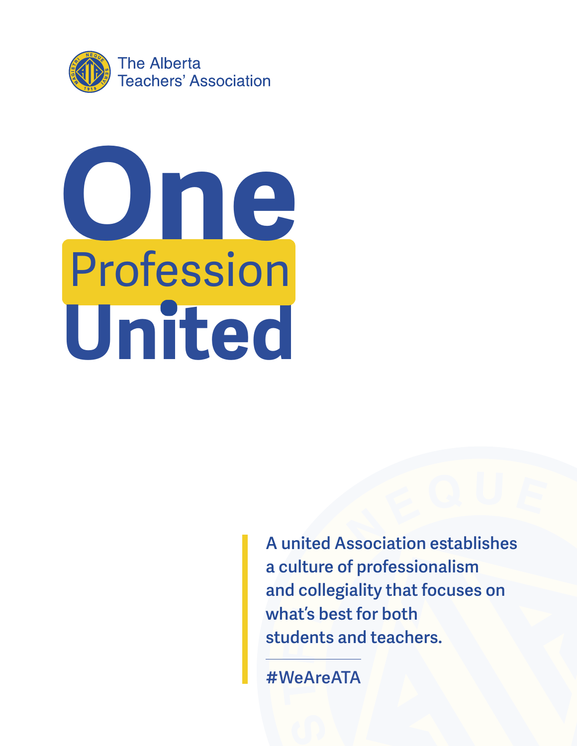The Alberta Teachers' Association

# One Profession United

A united Association establishes a culture of professionalism and collegiality that focuses on what's best for both students and teachers.

#WeAreATA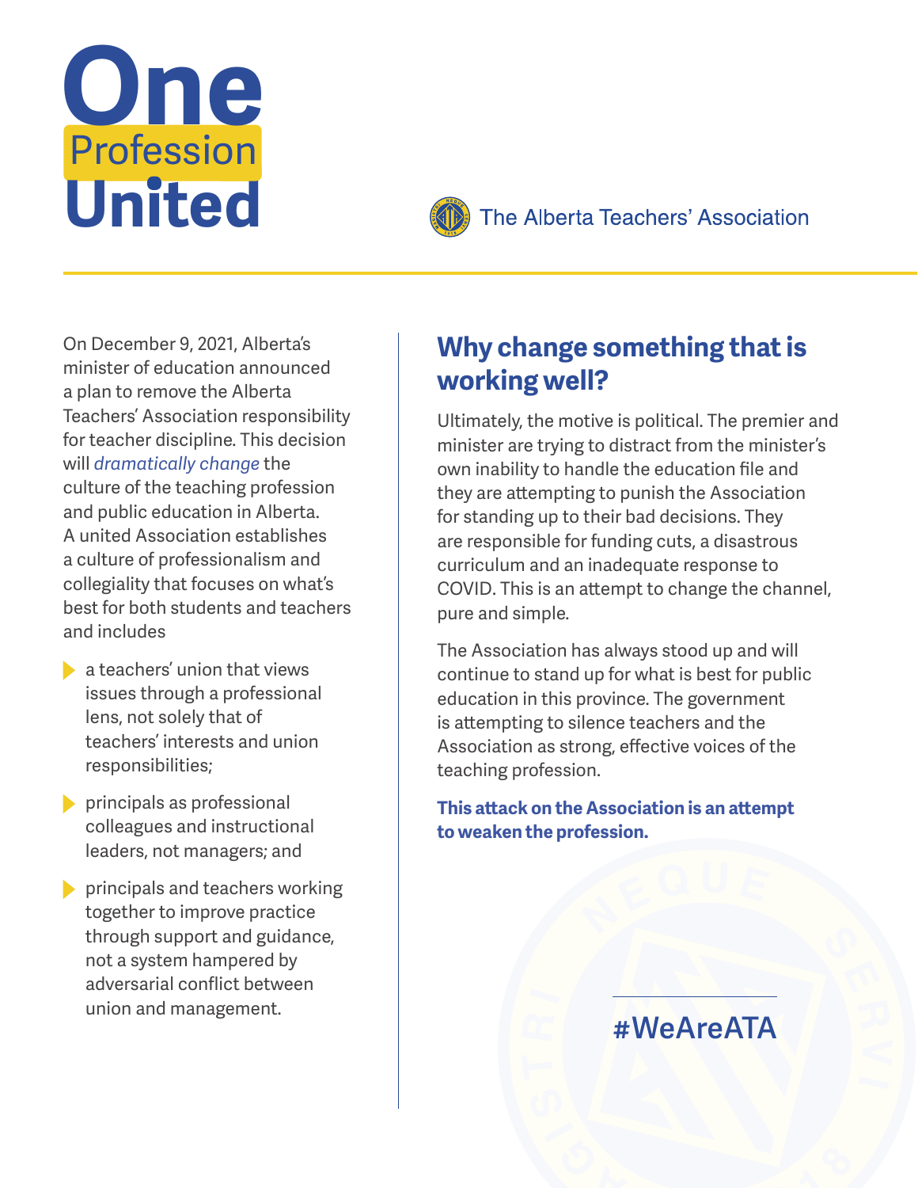# One Profession United

The Alberta Teachers' Association

On December 9, 2021, Alberta's minister of education announced a plan to remove the Alberta Teachers' Association responsibility for teacher discipline. This decision will *dramatically change* the culture of the teaching profession and public education in Alberta. A united Association establishes a culture of professionalism and collegiality that focuses on what's best for both students and teachers and includes

- a teachers' union that views issues through a professional lens, not solely that of teachers' interests and union responsibilities;
- principals as professional colleagues and instructional leaders, not managers; and
- principals and teachers working together to improve practice through support and guidance, not a system hampered by adversarial conflict between union and management.

## Why change something that is working well?

Ultimately, the motive is political. The premier and minister are trying to distract from the minister's own inability to handle the education file and they are attempting to punish the Association for standing up to their bad decisions. They are responsible for funding cuts, a disastrous curriculum and an inadequate response to COVID. This is an attempt to change the channel, pure and simple.

The Association has always stood up and will continue to stand up for what is best for public education in this province. The government is attempting to silence teachers and the Association as strong, effective voices of the teaching profession.

**This attack on the Association is an attempt to weaken the profession.**

#WeAreATA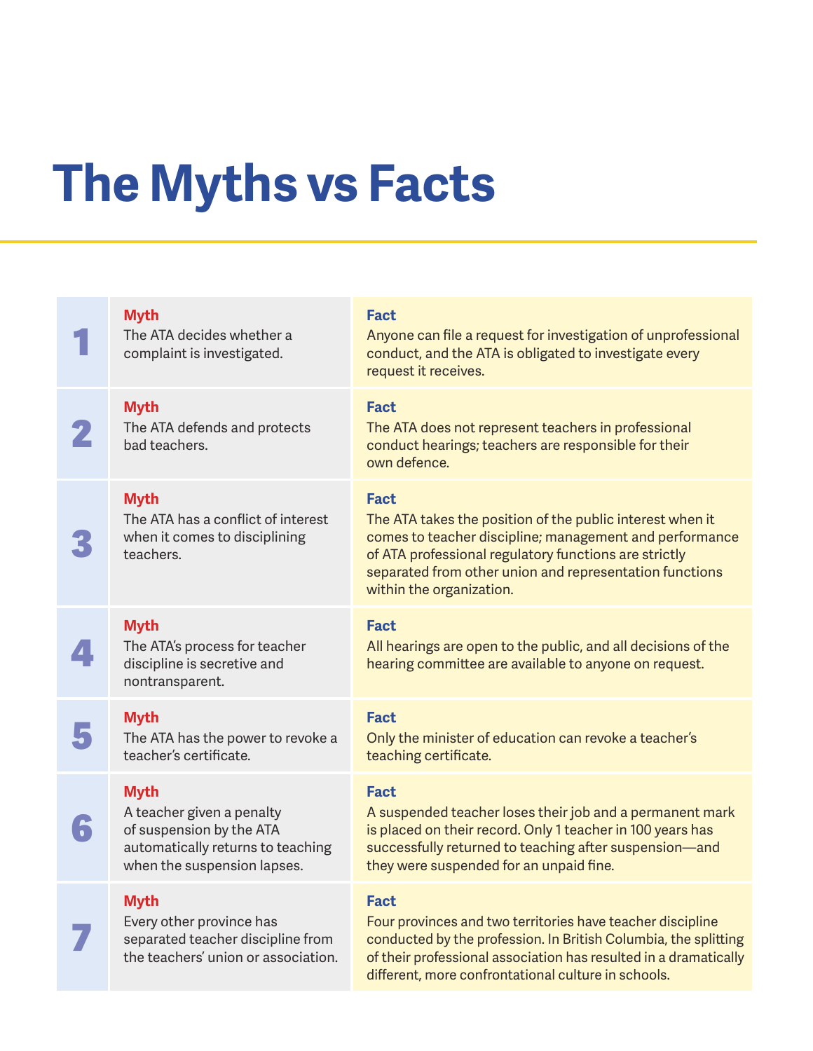# The Myths vs Facts

| # | Myth | Fact |
|---|---|---|
| 1 | **Myth** The ATA decides whether a complaint is investigated. | **Fact** Anyone can file a request for investigation of unprofessional conduct, and the ATA is obligated to investigate every request it receives. |
| 2 | **Myth** The ATA defends and protects bad teachers. | **Fact** The ATA does not represent teachers in professional conduct hearings; teachers are responsible for their own defence. |
| 3 | **Myth** The ATA has a conflict of interest when it comes to disciplining teachers. | **Fact** The ATA takes the position of the public interest when it comes to teacher discipline; management and performance of ATA professional regulatory functions are strictly separated from other union and representation functions within the organization. |
| 4 | **Myth** The ATA's process for teacher discipline is secretive and nontransparent. | **Fact** All hearings are open to the public, and all decisions of the hearing committee are available to anyone on request. |
| 5 | **Myth** The ATA has the power to revoke a teacher's certificate. | **Fact** Only the minister of education can revoke a teacher's teaching certificate. |
| 6 | **Myth** A teacher given a penalty of suspension by the ATA automatically returns to teaching when the suspension lapses. | **Fact** A suspended teacher loses their job and a permanent mark is placed on their record. Only 1 teacher in 100 years has successfully returned to teaching after suspension—and they were suspended for an unpaid fine. |
| 7 | **Myth** Every other province has separated teacher discipline from the teachers' union or association. | **Fact** Four provinces and two territories have teacher discipline conducted by the profession. In British Columbia, the splitting of their professional association has resulted in a dramatically different, more confrontational culture in schools. |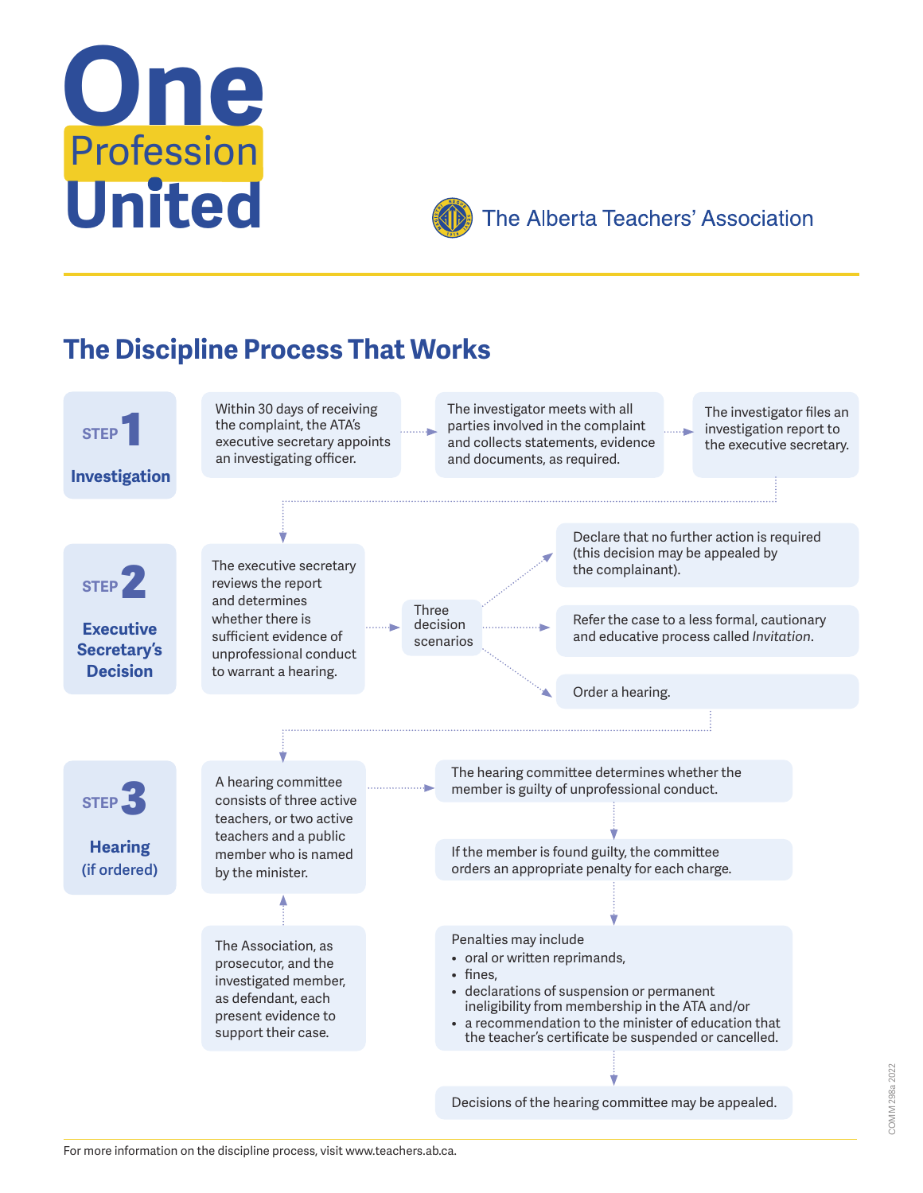# One Profession United

The Alberta Teachers' Association

## The Discipline Process That Works

### STEP 1 Investigation

Within 30 days of receiving the complaint, the ATA's executive secretary appoints an investigating officer.

The investigator meets with all parties involved in the complaint and collects statements, evidence and documents, as required.

The investigator files an investigation report to the executive secretary.

### STEP 2 Executive Secretary's Decision

The executive secretary reviews the report and determines whether there is sufficient evidence of unprofessional conduct to warrant a hearing.

Three decision scenarios

- Declare that no further action is required (this decision may be appealed by the complainant).
- Refer the case to a less formal, cautionary and educative process called *Invitation*.
- Order a hearing.

### STEP 3 Hearing (if ordered)

A hearing committee consists of three active teachers, or two active teachers and a public member who is named by the minister.

The Association, as prosecutor, and the investigated member, as defendant, each present evidence to support their case.

The hearing committee determines whether the member is guilty of unprofessional conduct.

If the member is found guilty, the committee orders an appropriate penalty for each charge.

Penalties may include

- oral or written reprimands,
- fines,
- declarations of suspension or permanent ineligibility from membership in the ATA and/or
- a recommendation to the minister of education that the teacher's certificate be suspended or cancelled.

Decisions of the hearing committee may be appealed.

For more information on the discipline process, visit www.teachers.ab.ca.

COMM 298a 2022